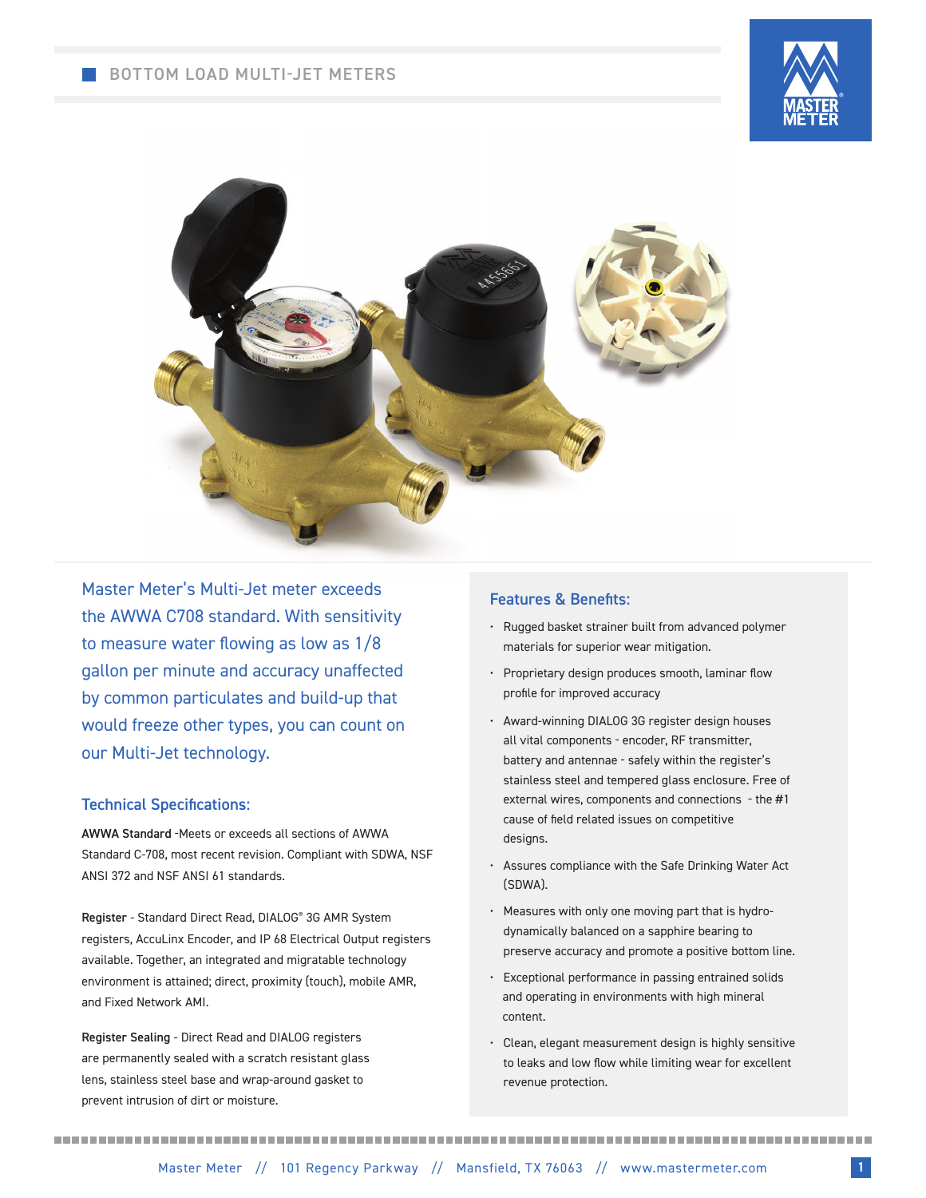# BOTTOM LOAD MULTI-JET METERS

Master Meter's Multi-Jet meter exceeds the AWWA C708 standard. With sensitivity to measure water flowing as low as 1/8 gallon per minute and accuracy unaffected by common particulates and build-up that would freeze other types, you can count on our Multi-Jet technology.

## Technical Specifications:

**AWWA Standard** -Meets or exceeds all sections of AWWA Standard C-708, most recent revision. Compliant with SDWA, NSF ANSI 372 and NSF ANSI 61 standards.

**Register** - Standard Direct Read, DIALOG® 3G AMR System registers, AccuLinx Encoder, and IP 68 Electrical Output registers available. Together, an integrated and migratable technology environment is attained; direct, proximity (touch), mobile AMR, and Fixed Network AMI.

**Register Sealing** - Direct Read and DIALOG registers are permanently sealed with a scratch resistant glass lens, stainless steel base and wrap-around gasket to prevent intrusion of dirt or moisture.

## Features & Benefits:

- Rugged basket strainer built from advanced polymer materials for superior wear mitigation.
- Proprietary design produces smooth, laminar flow profile for improved accuracy
- Award-winning DIALOG 3G register design houses all vital components - encoder, RF transmitter, battery and antennae - safely within the register's stainless steel and tempered glass enclosure. Free of external wires, components and connections - the #1 cause of field related issues on competitive designs.
- Assures compliance with the Safe Drinking Water Act (SDWA).
- Measures with only one moving part that is hydro-dynamically balanced on a sapphire bearing to preserve accuracy and promote a positive bottom line.
- Exceptional performance in passing entrained solids and operating in environments with high mineral content.
- Clean, elegant measurement design is highly sensitive to leaks and low flow while limiting wear for excellent revenue protection.

Master Meter // 101 Regency Parkway // Mansfield, TX 76063 // www.mastermeter.com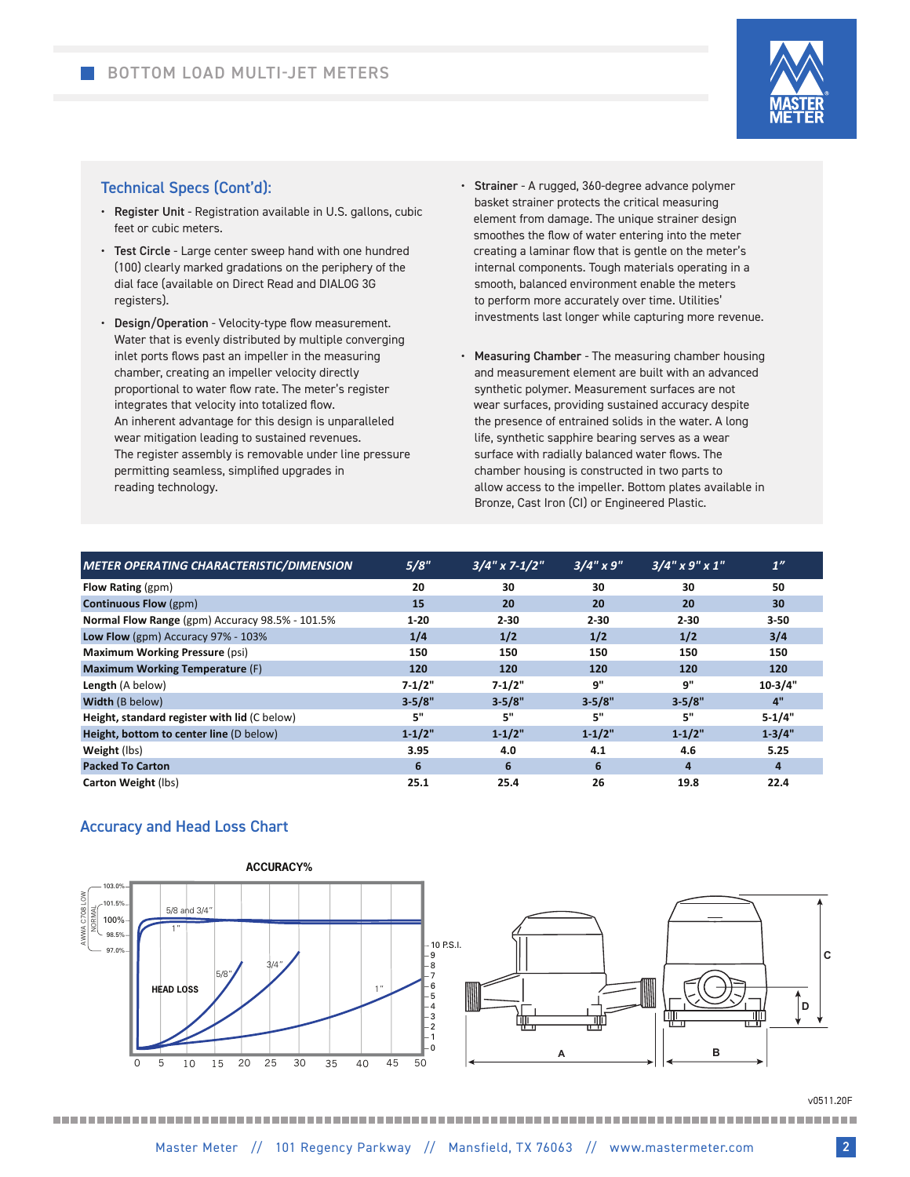## Technical Specs (Cont'd):

- **Register Unit** - Registration available in U.S. gallons, cubic feet or cubic meters.
- **Test Circle** - Large center sweep hand with one hundred (100) clearly marked gradations on the periphery of the dial face (available on Direct Read and DIALOG 3G registers).
- **Design/Operation** - Velocity-type flow measurement. Water that is evenly distributed by multiple converging inlet ports flows past an impeller in the measuring chamber, creating an impeller velocity directly proportional to water flow rate. The meter's register integrates that velocity into totalized flow. An inherent advantage for this design is unparalleled wear mitigation leading to sustained revenues. The register assembly is removable under line pressure permitting seamless, simplified upgrades in reading technology.
- **Strainer** - A rugged, 360-degree advance polymer basket strainer protects the critical measuring element from damage. The unique strainer design smoothes the flow of water entering into the meter creating a laminar flow that is gentle on the meter's internal components. Tough materials operating in a smooth, balanced environment enable the meters to perform more accurately over time. Utilities' investments last longer while capturing more revenue.
- **Measuring Chamber** - The measuring chamber housing and measurement element are built with an advanced synthetic polymer. Measurement surfaces are not wear surfaces, providing sustained accuracy despite the presence of entrained solids in the water. A long life, synthetic sapphire bearing serves as a wear surface with radially balanced water flows. The chamber housing is constructed in two parts to allow access to the impeller. Bottom plates available in Bronze, Cast Iron (CI) or Engineered Plastic.

| *METER OPERATING CHARACTERISTIC/DIMENSION* | *5/8"* | *3/4" x 7-1/2"* | *3/4" x 9"* | *3/4" x 9" x 1"* | *1"* |
|---|---|---|---|---|---|
| **Flow Rating** (gpm) | 20 | 30 | 30 | 30 | 50 |
| **Continuous Flow** (gpm) | 15 | 20 | 20 | 20 | 30 |
| **Normal Flow Range** (gpm) Accuracy 98.5% - 101.5% | 1-20 | 2-30 | 2-30 | 2-30 | 3-50 |
| **Low Flow** (gpm) Accuracy 97% - 103% | 1/4 | 1/2 | 1/2 | 1/2 | 3/4 |
| **Maximum Working Pressure** (psi) | 150 | 150 | 150 | 150 | 150 |
| **Maximum Working Temperature** (F) | 120 | 120 | 120 | 120 | 120 |
| **Length** (A below) | 7-1/2" | 7-1/2" | 9" | 9" | 10-3/4" |
| **Width** (B below) | 3-5/8" | 3-5/8" | 3-5/8" | 3-5/8" | 4" |
| **Height, standard register with lid** (C below) | 5" | 5" | 5" | 5" | 5-1/4" |
| **Height, bottom to center line** (D below) | 1-1/2" | 1-1/2" | 1-1/2" | 1-1/2" | 1-3/4" |
| **Weight** (lbs) | 3.95 | 4.0 | 4.1 | 4.6 | 5.25 |
| **Packed To Carton** | 6 | 6 | 6 | 4 | 4 |
| **Carton Weight** (lbs) | 25.1 | 25.4 | 26 | 19.8 | 22.4 |

## Accuracy and Head Loss Chart

ACCURACY%

AWWA C708 LOW
NORMAL
103.0%
101.5%
100%
98.5%
97.0%
5/8 and 3/4"
1"
HEAD LOSS
5/8"
3/4"
1"
10 P.S.I.
9
8
7
6
5
4
3
2
1
0
0 5 10 15 20 25 30 35 40 45 50

A
B
C
D

v0511.20F